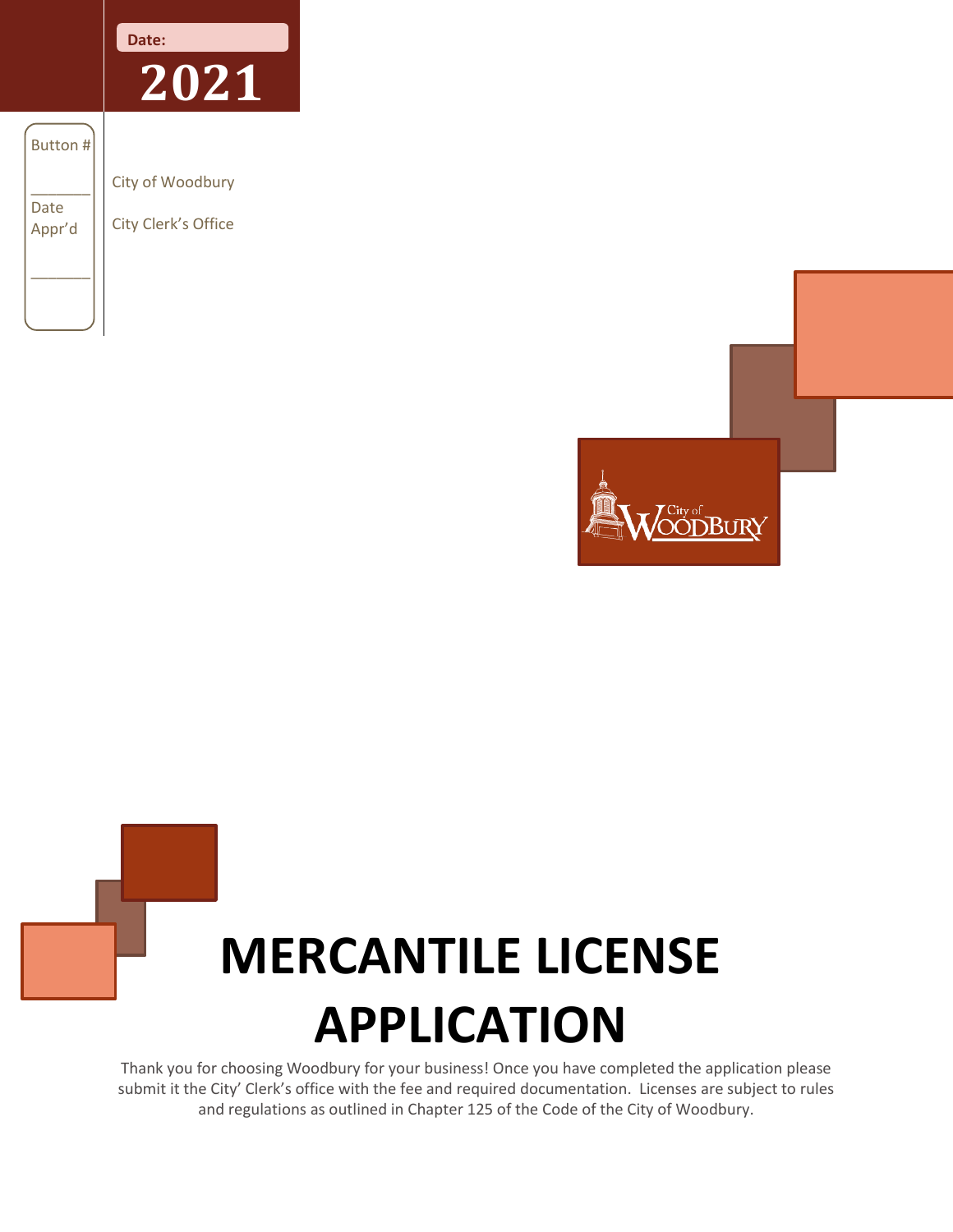Date:

**2021**

Button #

________

Date Appr'd

________

City of Woodbury

City Clerk's Office

# MERCANTILE LICENSE APPLICATION

Thank you for choosing Woodbury for your business! Once you have completed the application please submit it the City' Clerk's office with the fee and required documentation. Licenses are subject to rules and regulations as outlined in Chapter 125 of the Code of the City of Woodbury.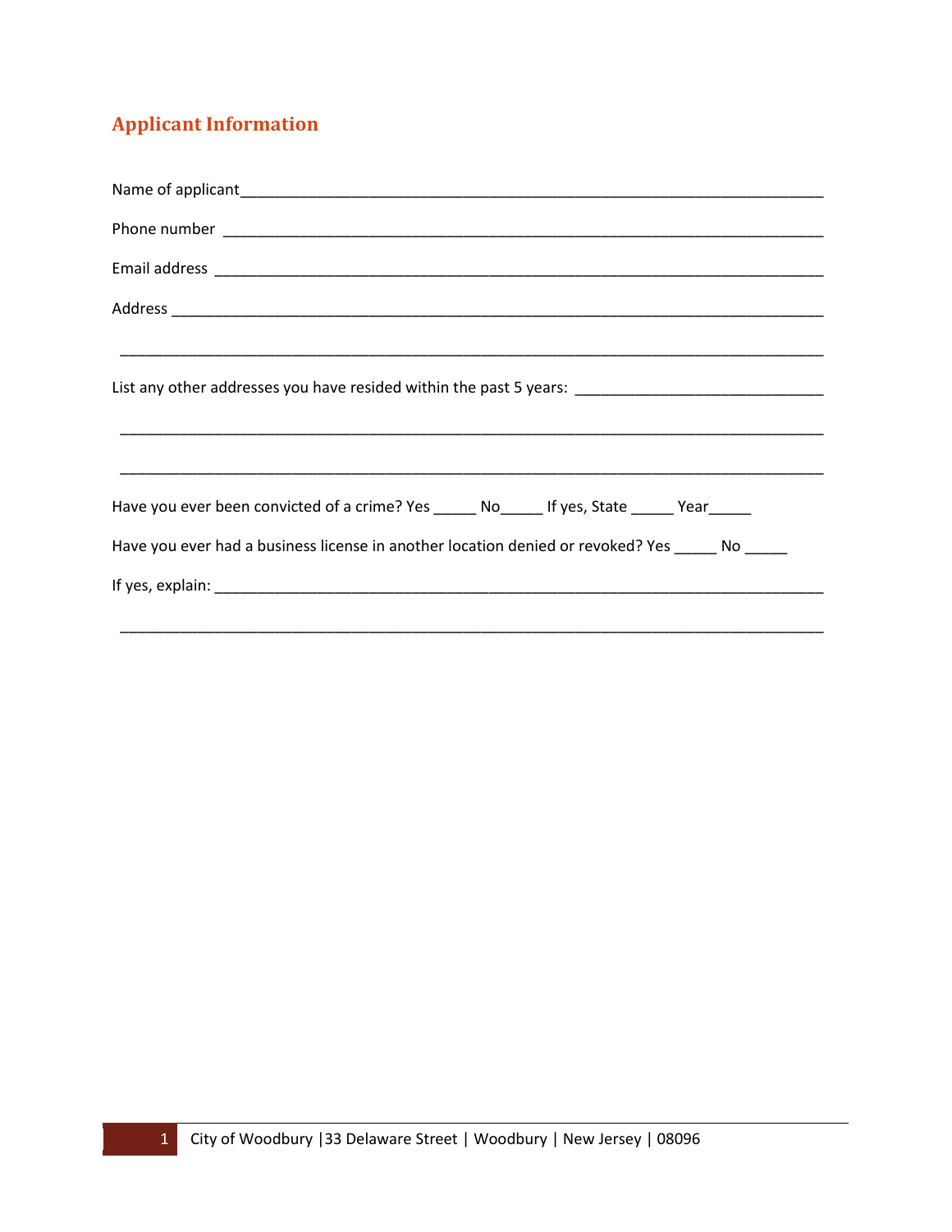## Applicant Information

Name of applicant_______________________________________________________________________

Phone number ________________________________________________________________________

Email address ________________________________________________________________________

Address _____________________________________________________________________________

_____________________________________________________________________________________

List any other addresses you have resided within the past 5 years: ____________________________

_____________________________________________________________________________________

_____________________________________________________________________________________

Have you ever been convicted of a crime? Yes _____ No_____ If yes, State _____ Year_____

Have you ever had a business license in another location denied or revoked? Yes _____ No _____

If yes, explain: _______________________________________________________________________

_____________________________________________________________________________________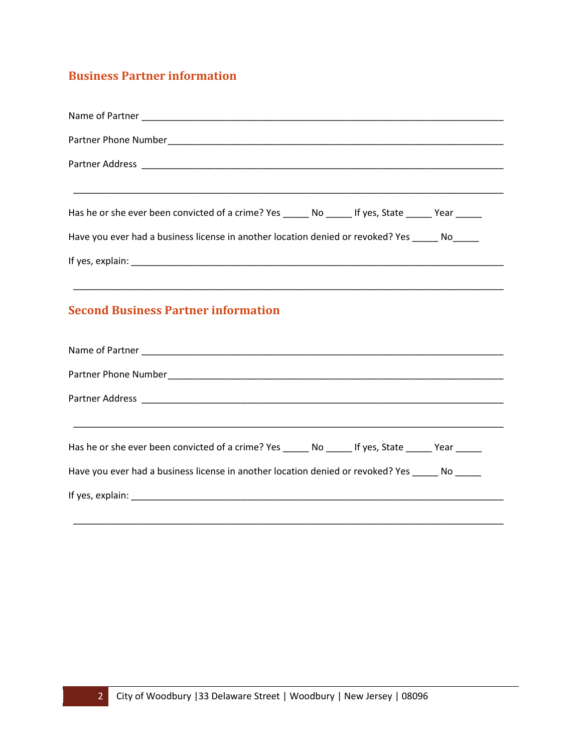## Business Partner information

Name of Partner ___________________________________________________________________________

Partner Phone Number ______________________________________________________________________

Partner Address ___________________________________________________________________________

_________________________________________________________________________________________

Has he or she ever been convicted of a crime? Yes _____ No _____ If yes, State _____ Year _____

Have you ever had a business license in another location denied or revoked? Yes _____ No_____

If yes, explain: ___________________________________________________________________________

_________________________________________________________________________________________

## Second Business Partner information

Name of Partner ___________________________________________________________________________

Partner Phone Number ______________________________________________________________________

Partner Address ___________________________________________________________________________

_________________________________________________________________________________________

Has he or she ever been convicted of a crime? Yes _____ No _____ If yes, State _____ Year _____

Have you ever had a business license in another location denied or revoked? Yes _____ No _____

If yes, explain: ___________________________________________________________________________

_________________________________________________________________________________________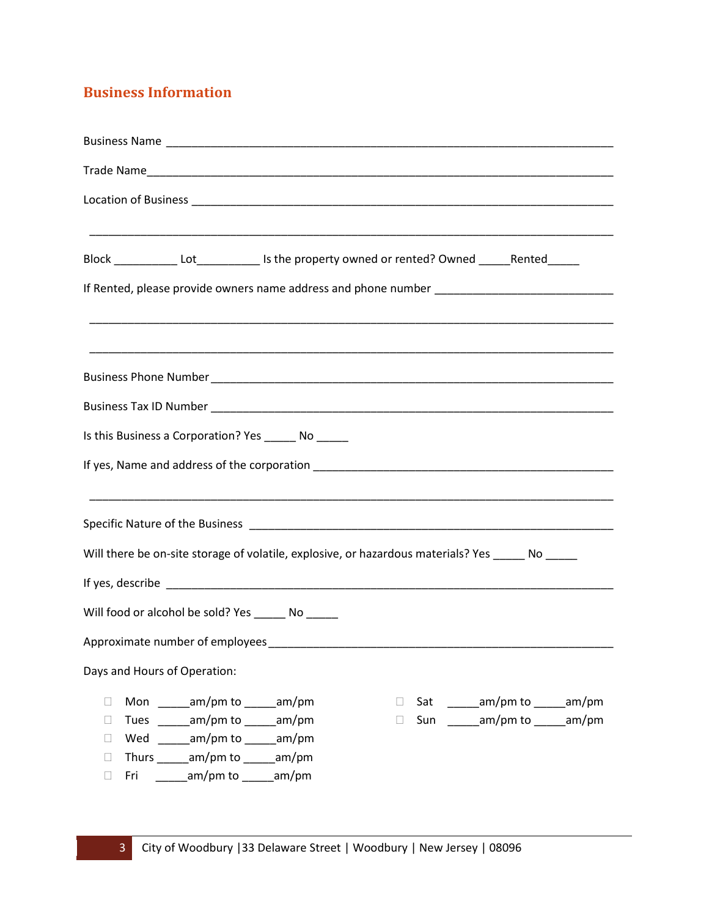## Business Information

Business Name ___________________________________________________________________________

Trade Name_______________________________________________________________________________

Location of Business ______________________________________________________________________

_________________________________________________________________________________

Block __________ Lot__________ Is the property owned or rented? Owned _____Rented_____

If Rented, please provide owners name address and phone number ____________________________

_________________________________________________________________________________

_________________________________________________________________________________

Business Phone Number ______________________________________________________________

Business Tax ID Number ______________________________________________________________

Is this Business a Corporation? Yes _____ No _____

If yes, Name and address of the corporation _____________________________________________

_________________________________________________________________________________

Specific Nature of the Business __________________________________________________________

Will there be on-site storage of volatile, explosive, or hazardous materials? Yes _____ No _____

If yes, describe ___________________________________________________________________________

Will food or alcohol be sold? Yes _____ No _____

Approximate number of employees______________________________________________________

Days and Hours of Operation:

- ☐ Mon _____am/pm to _____am/pm
- ☐ Tues _____am/pm to _____am/pm
- ☐ Wed _____am/pm to _____am/pm
- ☐ Thurs _____am/pm to _____am/pm
- ☐ Fri _____am/pm to _____am/pm
- ☐ Sat _____am/pm to _____am/pm
- ☐ Sun _____am/pm to _____am/pm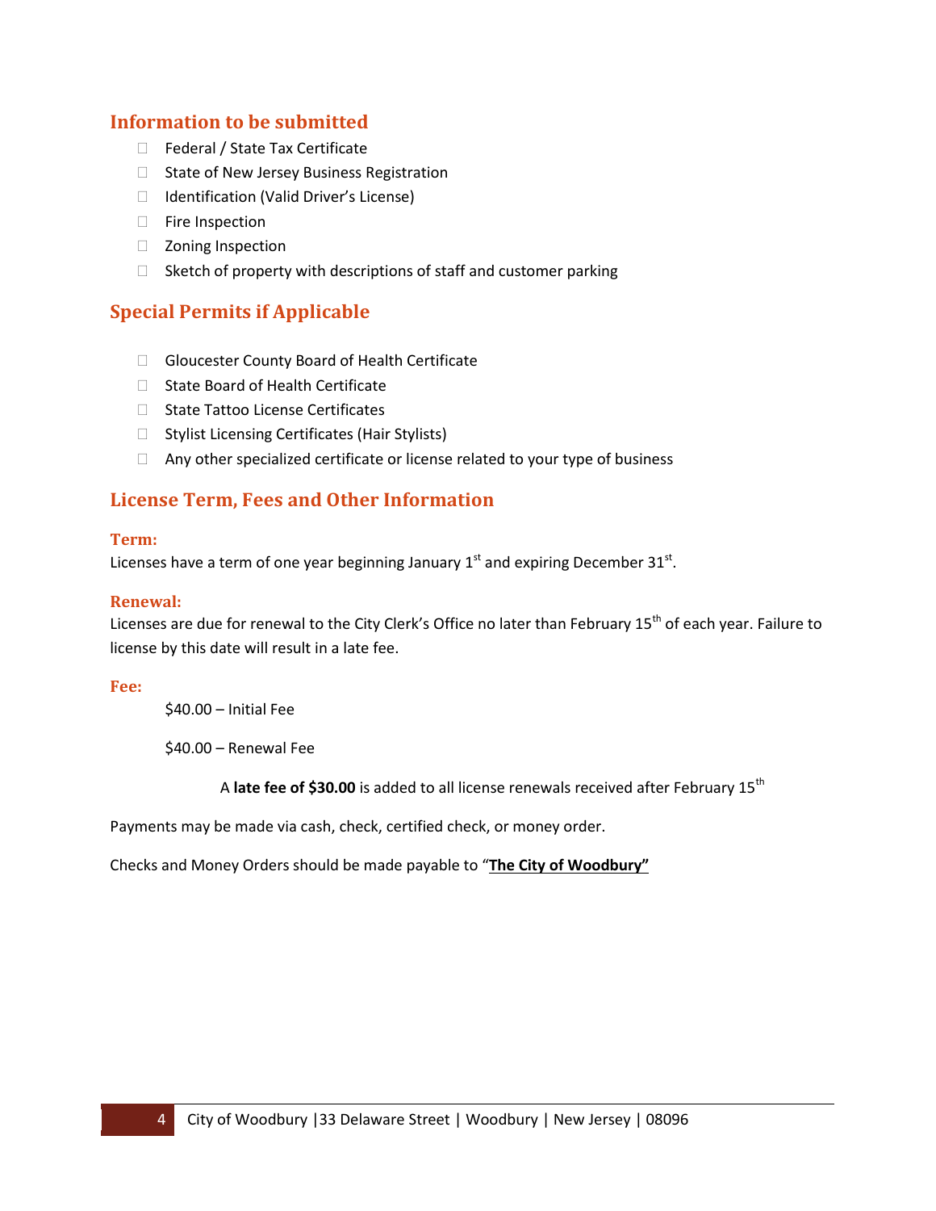## Information to be submitted

- Federal / State Tax Certificate
- State of New Jersey Business Registration
- Identification (Valid Driver's License)
- Fire Inspection
- Zoning Inspection
- Sketch of property with descriptions of staff and customer parking

## Special Permits if Applicable

- Gloucester County Board of Health Certificate
- State Board of Health Certificate
- State Tattoo License Certificates
- Stylist Licensing Certificates (Hair Stylists)
- Any other specialized certificate or license related to your type of business

## License Term, Fees and Other Information

### Term:

Licenses have a term of one year beginning January 1st and expiring December 31st.

### Renewal:

Licenses are due for renewal to the City Clerk's Office no later than February 15th of each year. Failure to license by this date will result in a late fee.

### Fee:

$40.00 – Initial Fee

$40.00 – Renewal Fee

A **late fee of $30.00** is added to all license renewals received after February 15th

Payments may be made via cash, check, certified check, or money order.

Checks and Money Orders should be made payable to "**The City of Woodbury"**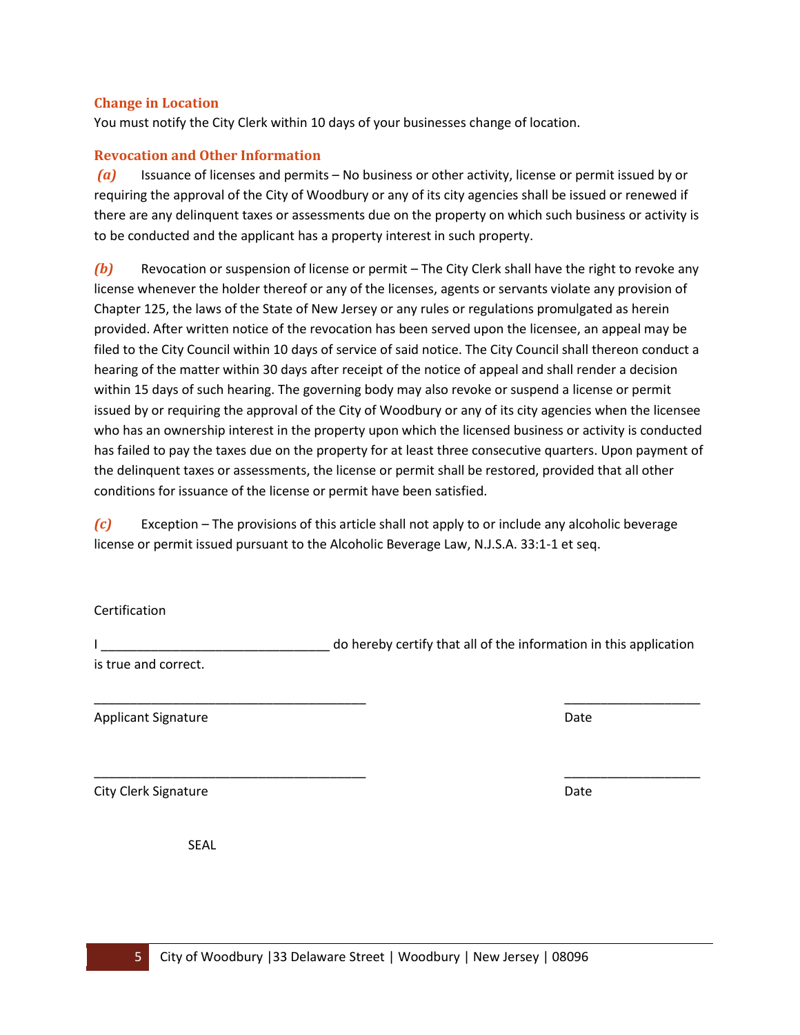## Change in Location

You must notify the City Clerk within 10 days of your businesses change of location.

## Revocation and Other Information

***(a)*** Issuance of licenses and permits – No business or other activity, license or permit issued by or requiring the approval of the City of Woodbury or any of its city agencies shall be issued or renewed if there are any delinquent taxes or assessments due on the property on which such business or activity is to be conducted and the applicant has a property interest in such property.

***(b)*** Revocation or suspension of license or permit – The City Clerk shall have the right to revoke any license whenever the holder thereof or any of the licenses, agents or servants violate any provision of Chapter 125, the laws of the State of New Jersey or any rules or regulations promulgated as herein provided. After written notice of the revocation has been served upon the licensee, an appeal may be filed to the City Council within 10 days of service of said notice. The City Council shall thereon conduct a hearing of the matter within 30 days after receipt of the notice of appeal and shall render a decision within 15 days of such hearing. The governing body may also revoke or suspend a license or permit issued by or requiring the approval of the City of Woodbury or any of its city agencies when the licensee who has an ownership interest in the property upon which the licensed business or activity is conducted has failed to pay the taxes due on the property for at least three consecutive quarters. Upon payment of the delinquent taxes or assessments, the license or permit shall be restored, provided that all other conditions for issuance of the license or permit have been satisfied.

***(c)*** Exception – The provisions of this article shall not apply to or include any alcoholic beverage license or permit issued pursuant to the Alcoholic Beverage Law, N.J.S.A. 33:1-1 et seq.

Certification

I ________________________________ do hereby certify that all of the information in this application is true and correct.

_______________________________________ ___________________

Applicant Signature Date

_______________________________________ ___________________

City Clerk Signature Date

SEAL